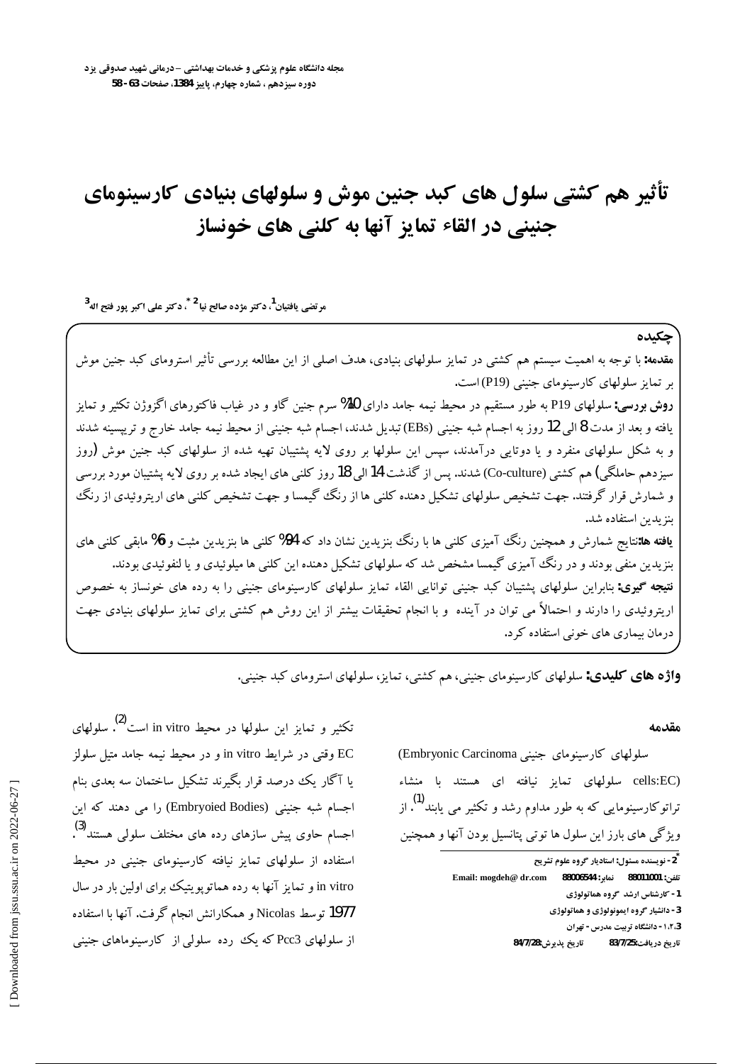# تأثیر هم کشتی سلول های کبد جنین موش و سلولهای بنیادی کارسینومای جنینی در القاء تمایز آنها به کلنی های خونساز

مرتضی یافتیان[1]، دکتر مژده صالح نیا[2*]، دکتر علی اکبر پور فتح اله[3]

## چکیده

**مقدمه:** با توجه به اهمیت سیستم هم کشتی در تمایز سلولهای بنیادی، هدف اصلی از این مطالعه بررسی تأثیر استرومای کبد جنین موش بر تمایز سلولهای کارسینومای جنینی (P19) است.

**روش بررسی:** سلولهای P19 به طور مستقیم در محیط نیمه جامد دارای 10% سرم جنین گاو و در غیاب فاکتورهای اگزوژن تکثیر و تمایز یافته و بعد از مدت 8 الی 12 روز به اجسام شبه جنینی (EBs) تبدیل شدند، اجسام شبه جنینی از محیط نیمه جامد خارج و تریپسینه شدند و به شکل سلولهای منفرد و یا دوتایی درآمدند، سپس این سلولها بر روی لایه پشتیبان تهیه شده از سلولهای کبد جنین موش (روز سیزدهم حاملگی) هم کشتی (Co-culture) شدند. پس از گذشت 14 الی 18 روز کلنی های ایجاد شده بر روی لایه پشتیبان مورد بررسی و شمارش قرار گرفتند. جهت تشخیص سلولهای تشکیل دهنده کلنی ها از رنگ گیمسا و جهت تشخیص کلنی های اریتروئیدی از رنگ بنزیدین استفاده شد.

**یافته ها:** نتایج شمارش و همچنین رنگ آمیزی کلنی ها با رنگ بنزیدین نشان داد که 94% کلنی ها بنزیدین مثبت و 6% مابقی کلنی های بنزیدین منفی بودند و در رنگ آمیزی گیمسا مشخص شد که سلولهای تشکیل دهنده این کلنی ها میلوئیدی و یا لنفوئیدی بودند.

**نتیجه گیری:** بنابراین سلولهای پشتیبان کبد جنینی توانایی القاء تمایز سلولهای کارسینومای جنینی را به رده های خونساز به خصوص اریتروئیدی را دارند و احتمالاً می توان در آینده و با انجام تحقیقات بیشتر از این روش هم کشتی برای تمایز سلولهای بنیادی جهت درمان بیماری های خونی استفاده کرد.

**واژه های کلیدی:** سلولهای کارسینومای جنینی، هم کشتی، تمایز، سلولهای استرومای کبد جنینی.

## مقدمه

سلولهای کارسینومای جنینی (Embryonic Carcinoma cells:EC) سلولهای تمایز نیافته ای هستند با منشاء تراتوکارسینومایی که به طور مداوم رشد و تکثیر می یابند[1]. از ویژگی های بارز این سلول ها توتی پتانسیل بودن آنها و همچنین تکثیر و تمایز این سلولها در محیط in vitro است[2]. سلولهای EC وقتی در شرایط in vitro و در محیط نیمه جامد متیل سلولز یا آگار یک درصد قرار بگیرند تشکیل ساختمان سه بعدی بنام اجسام شبه جنینی (Embryoied Bodies) را می دهند که این اجسام حاوی پیش سازهای رده های مختلف سلولی هستند[3]. استفاده از سلولهای تمایز نیافته کارسینومای جنینی در محیط in vitro و تمایز آنها به رده هماتوپویتیک برای اولین بار در سال 1977 توسط Nicolas و همکارانش انجام گرفت. آنها با استفاده از سلولهای Pcc3 که یک رده سلولی از کارسینوماهای جنینی

---

[2*] - نویسنده مسئول: استادیار گروه علوم تشریح

تلفن: 88011001 نمابر: 88006544 Email: mogdeh@ dr.com

1 - کارشناس ارشد گروه هماتولوژی

3 - دانشیار گروه ایمونولوژی و هماتولوژی

1،2،3 - دانشگاه تربیت مدرس - تهران

تاریخ دریافت: 83/7/25 تاریخ پذیرش: 84/7/28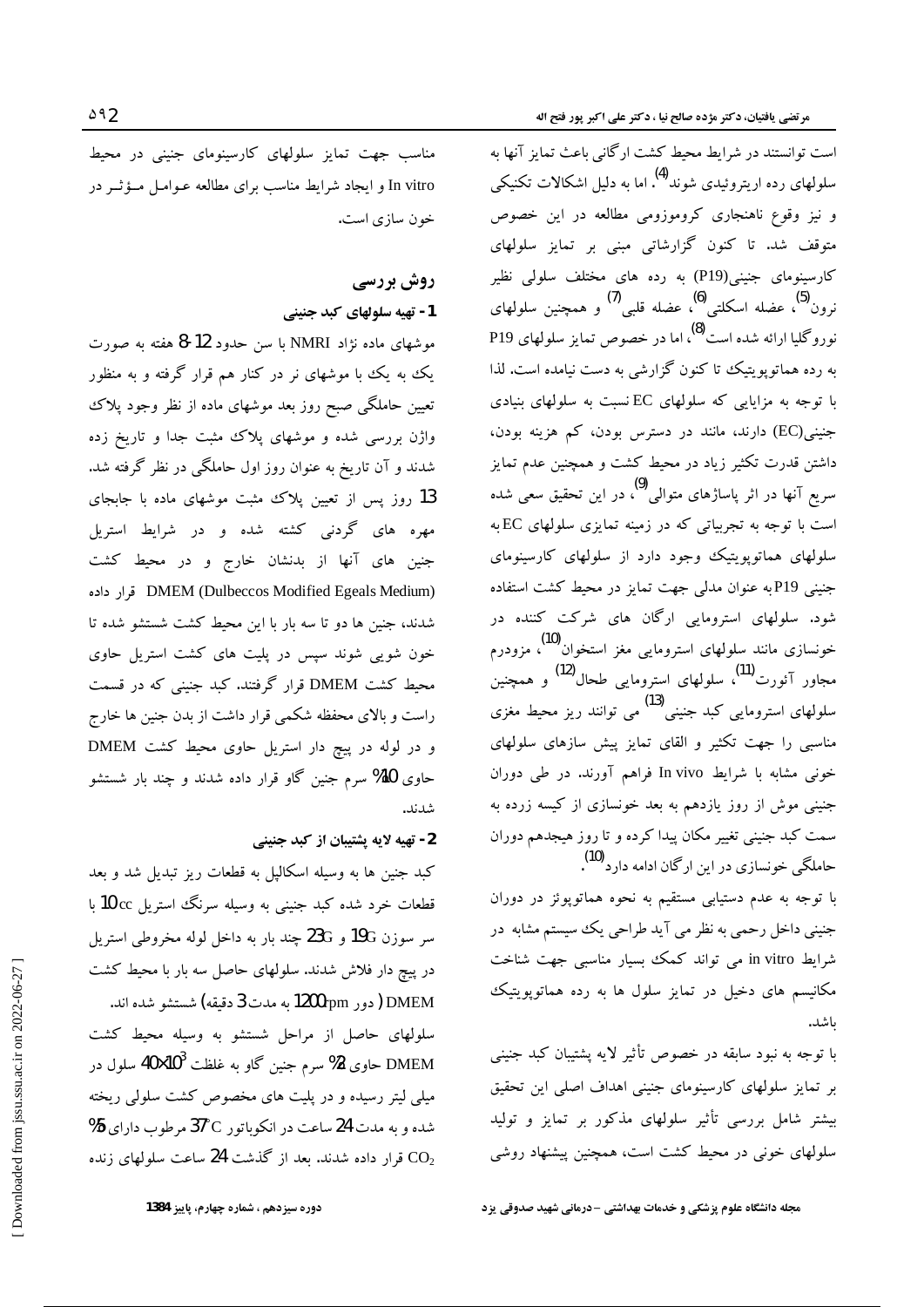است توانستند در شرایط محیط کشت ارگانی باعث تمایز آنها به سلولهای رده اریتروئیدی شوند[4]. اما به دلیل اشکالات تکنیکی و نیز وقوع ناهنجاری کروموزومی مطالعه در این خصوص متوقف شد. تا کنون گزارشاتی مبنی بر تمایز سلولهای کارسینومای جنینی(P19) به رده های مختلف سلولی نظیر نرون[5]، عضله اسکلتی[6]، عضله قلبی[7] و همچنین سلولهای نوروگلیا ارائه شده است[8]، اما در خصوص تمایز سلولهای P19 به رده هماتوپویتیک تا کنون گزارشی به دست نیامده است. لذا با توجه به مزایایی که سلولهای EC نسبت به سلولهای بنیادی جنینی(EC) دارند، مانند در دسترس بودن، کم هزینه بودن، داشتن قدرت تکثیر زیاد در محیط کشت و همچنین عدم تمایز سریع آنها در اثر پاساژهای متوالی[9]، در این تحقیق سعی شده است با توجه به تجربیاتی که در زمینه تمایزی سلولهای EC به سلولهای هماتوپویتیک وجود دارد از سلولهای کارسینومای جنینی P19 به عنوان مدلی جهت تمایز در محیط کشت استفاده شود. سلولهای استرومایی ارگان های شرکت کننده در خونسازی مانند سلولهای استرومایی مغز استخوان[10]، مزودرم مجاور آئورت[11]، سلولهای استرومایی طحال[12] و همچنین سلولهای استرومایی کبد جنینی[13] می توانند ریز محیط مغزی مناسبی را جهت تکثیر و القای تمایز پیش سازهای سلولهای خونی مشابه با شرایط In vivo فراهم آورند. در طی دوران جنینی موش از روز یازدهم به بعد خونسازی از کیسه زرده به سمت کبد جنینی تغییر مکان پیدا کرده و تا روز هیجدهم دوران حاملگی خونسازی در این ارگان ادامه دارد[10].

با توجه به عدم دستیابی مستقیم به نحوه هماتوپوئز در دوران جنینی داخل رحمی به نظر می آید طراحی یک سیستم مشابه در شرایط in vitro می تواند کمک بسیار مناسبی جهت شناخت مکانیسم های دخیل در تمایز سلول ها به رده هماتوپویتیک باشد.

با توجه به نبود سابقه در خصوص تأثیر لایه پشتیبان کبد جنینی بر تمایز سلولهای کارسینومای جنینی اهداف اصلی این تحقیق بیشتر شامل بررسی تأثیر سلولهای مذکور بر تمایز و تولید سلولهای خونی در محیط کشت است، همچنین پیشنهاد روشی مناسب جهت تمایز سلولهای کارسینومای جنینی در محیط In vitro و ایجاد شرایط مناسب برای مطالعه عوامل مـؤثـر در خون سازی است.

## روش بررسی

### 1- تهیه سلولهای کبد جنینی

موشهای ماده نژاد NMRI با سن حدود 12-8 هفته به صورت یک به یک با موشهای نر در کنار هم قرار گرفته و به منظور تعیین حاملگی صبح روز بعد موشهای ماده از نظر وجود پلاک واژن بررسی شده و موشهای پلاک مثبت جدا و تاریخ زده شدند و آن تاریخ به عنوان روز اول حاملگی در نظر گرفته شد. 13 روز پس از تعیین پلاک مثبت موشهای ماده با جابجای مهره های گردنی کشته شده و در شرایط استریل جنین های آنها از بدنشان خارج و در محیط کشت DMEM (Dulbeccos Modified Egeals Medium) قرار داده شدند، جنین ها دو تا سه بار با این محیط کشت شستشو شده تا خون شویی شوند سپس در پلیت های کشت استریل حاوی محیط کشت DMEM قرار گرفتند. کبد جنینی که در قسمت راست و بالای محفظه شکمی قرار داشت از بدن جنین ها خارج و در لوله در پیچ دار استریل حاوی محیط کشت DMEM حاوی 10% سرم جنین گاو قرار داده شدند و چند بار شستشو شدند.

### 2- تهیه لایه پشتیبان از کبد جنینی

کبد جنین ها به وسیله اسکالپل به قطعات ریز تبدیل شد و بعد قطعات خرد شده کبد جنینی به وسیله سرنگ استریل 10cc با سر سوزن 19G و 23G چند بار به داخل لوله مخروطی استریل در پیچ دار فلاش شدند. سلولهای حاصل سه بار با محیط کشت DMEM ( دور 1200rpm به مدت 3 دقیقه) شستشو شده اند.

سلولهای حاصل از مراحل شستشو به وسیله محیط کشت DMEM حاوی 2% سرم جنین گاو به غلظت $40\times10^3$ سلول در میلی لیتر رسیده و در پلیت های مخصوص کشت سلولی ریخته شده و به مدت 24 ساعت در انکوباتور 37°C مرطوب دارای 5% $CO_2$ قرار داده شدند. بعد از گذشت 24 ساعت سلولهای زنده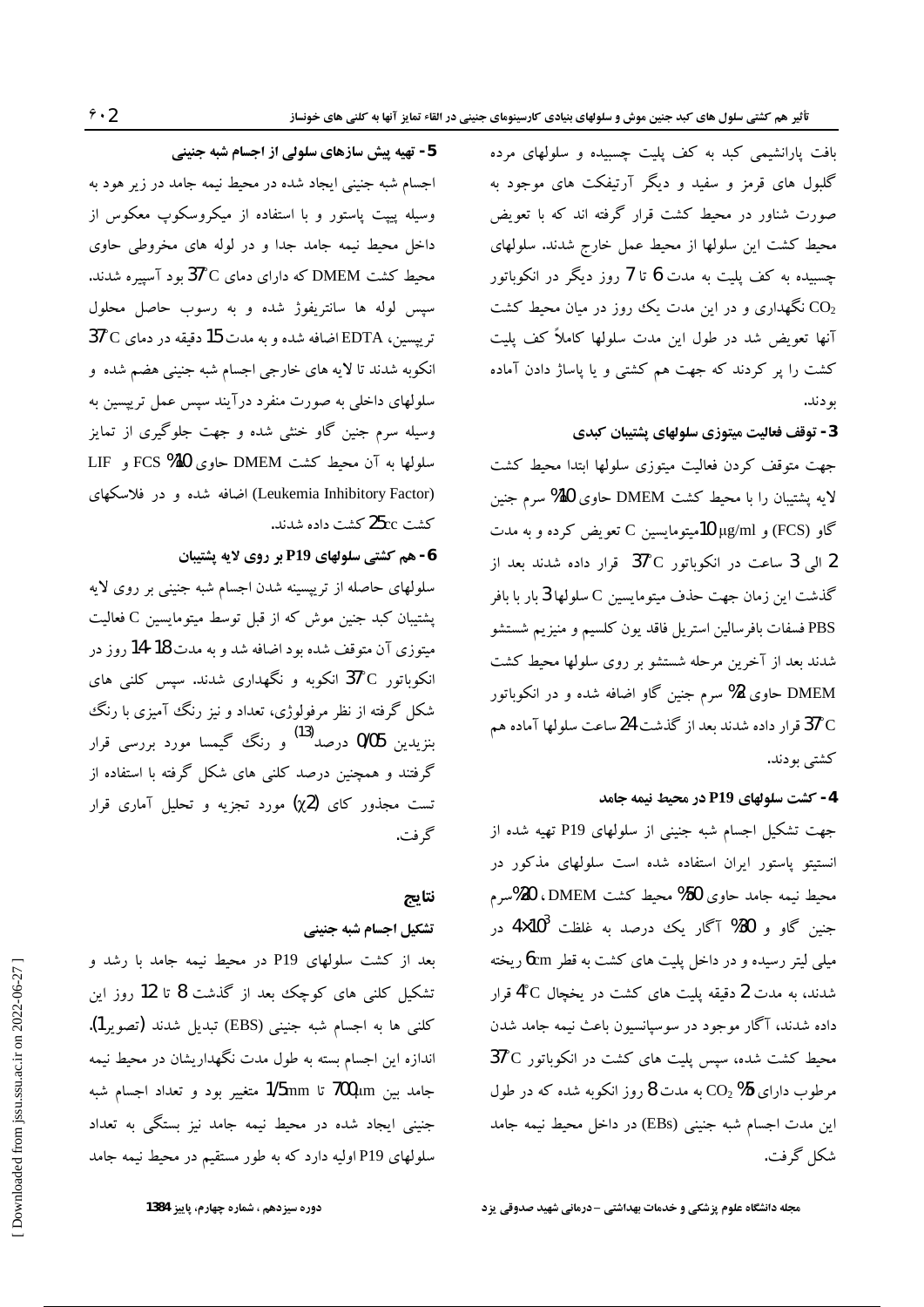بافت پارانشیمی کبد به کف پلیت چسبیده و سلولهای مرده گلبول های قرمز و سفید و دیگر آرتیفکت های موجود به صورت شناور در محیط کشت قرار گرفته اند که با تعویض محیط کشت این سلولها از محیط عمل خارج شدند. سلولهای چسبیده به کف پلیت به مدت 6 تا 7 روز دیگر در انکوباتور $CO_2$ نگهداری و در این مدت یک روز در میان محیط کشت آنها تعویض شد در طول این مدت سلولها کاملاً کف پلیت کشت را پر کردند که جهت هم کشتی و یا پاساژ دادن آماده بودند.

### 3- توقف فعالیت میتوزی سلولهای پشتیبان کبدی

جهت متوقف کردن فعالیت میتوزی سلولها ابتدا محیط کشت لایه پشتیبان را با محیط کشت DMEM حاوی 10% سرم جنین گاو (FCS) و 10 µg/ml میتومایسین C تعویض کرده و به مدت 2 الی 3 ساعت در انکوباتور 37°C قرار داده شدند بعد از گذشت این زمان جهت حذف میتومایسین C سلولها 3 بار با بافر PBS فسفات بافرسالین استریل فاقد یون کلسیم و منیزیم شستشو شدند بعد از آخرین مرحله شستشو بر روی سلولها محیط کشت DMEM حاوی 2% سرم جنین گاو اضافه شده و در انکوباتور 37°C قرار داده شدند بعد از گذشت 24 ساعت سلولها آماده هم کشتی بودند.

### 4- کشت سلولهای P19 در محیط نیمه جامد

جهت تشکیل اجسام شبه جنینی از سلولهای P19 تهیه شده از انستیتو پاستور ایران استفاده شده است سلولهای مذکور در محیط نیمه جامد حاوی 50% محیط کشت DMEM، 20% سرم جنین گاو و 30% آگار یک درصد به غلظت $4\times10^3$ در میلی لیتر رسیده و در داخل پلیت های کشت به قطر 6cm ریخته شدند، به مدت 2 دقیقه پلیت های کشت در یخچال 4°C قرار داده شدند، آگار موجود در سوسپانسیون باعث نیمه جامد شدن محیط کشت شده، سپس پلیت های کشت در انکوباتور 37°C مرطوب دارای 5% $CO_2$ به مدت 8 روز انکوبه شده که در طول این مدت اجسام شبه جنینی (EBs) در داخل محیط نیمه جامد شکل گرفت.

### 5- تهیه پیش سازهای سلولی از اجسام شبه جنینی

اجسام شبه جنینی ایجاد شده در محیط نیمه جامد در زیر هود به وسیله پیپت پاستور و با استفاده از میکروسکوپ معکوس از داخل محیط نیمه جامد جدا و در لوله های مخروطی حاوی محیط کشت DMEM که دارای دمای 37°C بود آسپیره شدند. سپس لوله ها سانتریفوژ شده و به رسوب حاصل محلول تریپسین، EDTA اضافه شده و به مدت 15 دقیقه در دمای 37°C انکوبه شدند تا لایه های خارجی اجسام شبه جنینی هضم شده و سلولهای داخلی به صورت منفرد درآیند سپس عمل تریپسین به وسیله سرم جنین گاو خنثی شده و جهت جلوگیری از تمایز سلولها به آن محیط کشت DMEM حاوی 10% FCS و LIF (Leukemia Inhibitory Factor) اضافه شده و در فلاسکهای کشت 25cc کشت داده شدند.

### 6- هم کشتی سلولهای P19 بر روی لایه پشتیبان

سلولهای حاصله از تریپسینه شدن اجسام شبه جنینی بر روی لایه پشتیبان کبد جنین موش که از قبل توسط میتومایسین C فعالیت میتوزی آن متوقف شده بود اضافه شد و به مدت 18-14 روز در انکوباتور 37°C انکوبه و نگهداری شدند. سپس کلنی های شکل گرفته از نظر مرفولوژی، تعداد و نیز رنگ آمیزی با رنگ بنزیدین 0/05 درصد[13] و رنگ گیمسا مورد بررسی قرار گرفتند و همچنین درصد کلنی های شکل گرفته با استفاده از تست مجذور کای ($\chi^2$) مورد تجزیه و تحلیل آماری قرار گرفت.

## نتایج

### تشکیل اجسام شبه جنینی

بعد از کشت سلولهای P19 در محیط نیمه جامد با رشد و تشکیل کلنی های کوچک بعد از گذشت 8 تا 12 روز این کلنی ها به اجسام شبه جنینی (EBS) تبدیل شدند (تصویر1). اندازه این اجسام بسته به طول مدت نگهداریشان در محیط نیمه جامد بین 700µm تا 1/5mm متغیر بود و تعداد اجسام شبه جنینی ایجاد شده در محیط نیمه جامد نیز بستگی به تعداد سلولهای P19 اولیه دارد که به طور مستقیم در محیط نیمه جامد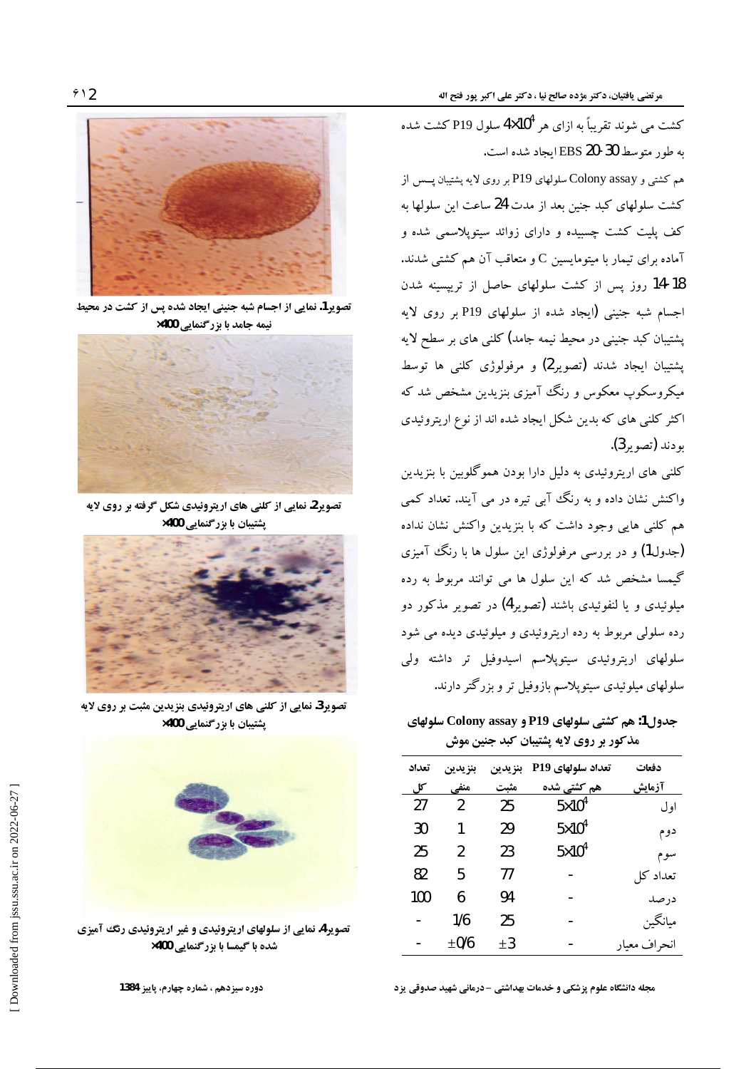کشت می شوند تقریباً به ازای هر $4\times10^4$ سلول P19 کشت شده به طور متوسط 30-20 EBS ایجاد شده است.

هم کشتی و Colony assay سلولهای P19 بر روی لایه پشتیبان پس از کشت سلولهای کبد جنین بعد از مدت 24 ساعت این سلولها به کف پلیت کشت چسبیده و دارای زوائد سیتوپلاسمی شده و آماده برای تیمار با میتومایسین C و متعاقب آن هم کشتی شدند. 18-14 روز پس از کشت سلولهای حاصل از تریپسینه شدن اجسام شبه جنینی (ایجاد شده از سلولهای P19 بر روی لایه پشتیبان کبد جنینی در محیط نیمه جامد) کلنی های بر سطح لایه پشتیبان ایجاد شدند (تصویر2) و مرفولوژی کلنی ها توسط میکروسکوپ معکوس و رنگ آمیزی بنزیدین مشخص شد که اکثر کلنی های که بدین شکل ایجاد شده اند از نوع اریتروئیدی بودند (تصویر3).

کلنی های اریتروئیدی به دلیل دارا بودن هموگلوبین با بنزیدین واکنش نشان داده و به رنگ آبی تیره در می آیند. تعداد کمی هم کلنی هایی وجود داشت که با بنزیدین واکنش نشان نداده (جدول1) و در بررسی مرفولوژی این سلول ها با رنگ آمیزی گیمسا مشخص شد که این سلول ها می توانند مربوط به رده میلوئیدی و یا لنفوئیدی باشند (تصویر4) در تصویر مذکور دو رده سلولی مربوط به رده اریتروئیدی و میلوئیدی دیده می شود سلولهای اریتروئیدی سیتوپلاسم اسیدوفیل تر داشته ولی سلولهای میلوئیدی سیتوپلاسم بازوفیل تر و بزرگتر دارند.

**جدول1: هم کشتی سلولهای P19 و Colony assay سلولهای مذکور بر روی لایه پشتیبان کبد جنین موش**

| دفعات آزمایش | تعداد سلولهای P19 هم کشتی شده | بنزیدین مثبت | بنزیدین منفی | تعداد کل |
|---|---|---|---|---|
| اول | $5\times10^4$ | 25 | 2 | 27 |
| دوم | $5\times10^4$ | 29 | 1 | 30 |
| سوم | $5\times10^4$ | 23 | 2 | 25 |
| تعداد کل | - | 77 | 5 | 82 |
| درصد | - | 94 | 6 | 100 |
| میانگین | - | 25 | 1/6 | - |
| انحراف معیار | - | ±3 | ±0/6 | - |

**تصویر1.** نمایی از اجسام شبه جنینی ایجاد شده پس از کشت در محیط نیمه جامد با بزرگنمایی ×400

**تصویر2.** نمایی از کلنی های اریتروئیدی شکل گرفته بر روی لایه پشتیبان با بزرگنمایی ×400

**تصویر3.** نمایی از کلنی های اریتروئیدی بنزیدین مثبت بر روی لایه پشتیبان با بزرگنمایی ×400

**تصویر4.** نمایی از سلولهای اریتروئیدی و غیر اریتروئیدی رنگ آمیزی شده با گیمسا با بزرگنمایی ×400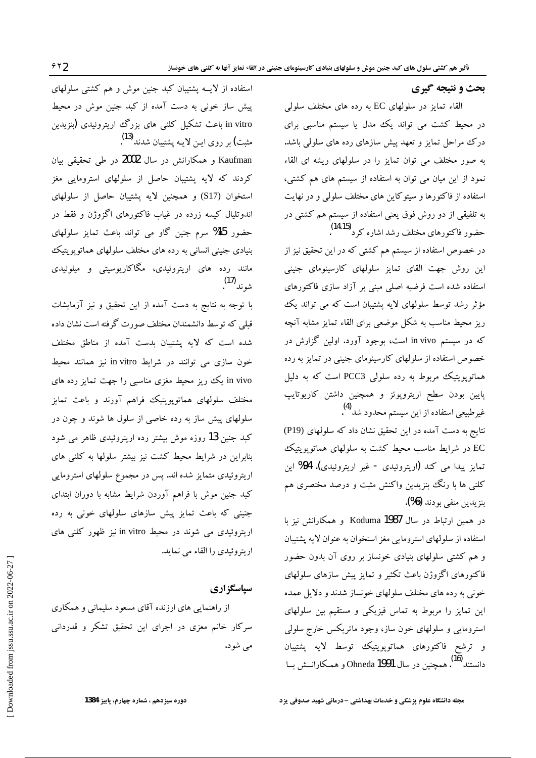## بحث و نتیجه گیری

القاء تمایز در سلولهای EC به رده های مختلف سلولی در محیط کشت می تواند یک مدل یا سیستم مناسبی برای درک مراحل تمایز و تعهد پیش سازهای رده های سلولی باشد. به صور مختلف می توان تمایز را در سلولهای ریشه ای القاء نمود از این میان می توان به استفاده از سیستم های هم کشتی، استفاده از فاکتورها و سیتوکاین های مختلف سلولی و در نهایت به تلفیقی از دو روش فوق یعنی استفاده از سیستم هم کشتی در حضور فاکتورهای مختلف رشد اشاره کرد[14,15].

در خصوص استفاده از سیستم هم کشتی که در این تحقیق نیز از این روش جهت القای تمایز سلولهای کارسینومای جنینی استفاده شده است فرضیه اصلی مبنی بر آزاد سازی فاکتورهای مؤثر رشد توسط سلولهای لایه پشتیبان است که می تواند یک ریز محیط مناسب به شکل موضعی برای القاء تمایز مشابه آنچه که در سیستم in vivo است، بوجود آورد. اولین گزارش در خصوص استفاده از سلولهای کارسینومای جنینی در تمایز به رده هماتوپویتیک مربوط به رده سلولی PCC3 است که به دلیل پایین بودن سطح اریتروپوئز و همچنین داشتن کاریوتایپ غیرطبیعی استفاده از این سیستم محدود شد[4].

نتایج به دست آمده در این تحقیق نشان داد که سلولهای (P19) EC در شرایط مناسب محیط کشت به سلولهای هماتوپویتیک تمایز پیدا می کند (اریتروئیدی - غیر اریتروئیدی). 94% این کلنی ها با رنگ بنزیدین واکنش مثبت و درصد مختصری هم بنزیدین منفی بودند (6%).

در همین ارتباط در سال 1987 Koduma و همکارانش نیز با استفاده از سلولهای استرومایی مغز استخوان به عنوان لایه پشتیبان و هم کشتی سلولهای بنیادی خونساز بر روی آن بدون حضور فاکتورهای اگزوژن باعث تکثیر و تمایز پیش سازهای سلولهای خونی به رده های مختلف سلولهای خونساز شدند و دلایل عمده این تمایز را مربوط به تماس فیزیکی و مستقیم بین سلولهای استرومایی و سلولهای خون ساز، وجود ماتریکس خارج سلولی و ترشح فاکتورهای هماتوپویتیک توسط لایه پشتیبان دانستند[16]. همچنین در سال 1991 Ohneda و همکارانش با استفاده از لایه پشتیبان کبد جنین موش و هم کشتی سلولهای پیش ساز خونی به دست آمده از کبد جنین موش در محیط in vitro باعث تشکیل کلنی های بزرگ اریتروئیدی (بنزیدین مثبت) بر روی این لایه پشتیبان شدند[13].

Kaufman و همکارانش در سال 2002 در طی تحقیقی بیان کردند که لایه پشتیبان حاصل از سلولهای استرومایی مغز استخوان (S17) و همچنین لایه پشتیبان حاصل از سلولهای اندوتلیال کیسه زرده در غیاب فاکتورهای اگزوژن و فقط در حضور 15% سرم جنین گاو می تواند باعث تمایز سلولهای بنیادی جنینی انسانی به رده های مختلف سلولهای هماتوپویتیک مانند رده های اریتروئیدی، مگاکاریوسیتی و میلوئیدی شوند[17].

با توجه به نتایج به دست آمده از این تحقیق و نیز آزمایشات قبلی که توسط دانشمندان مختلف صورت گرفته است نشان داده شده است که لایه پشتیبان بدست آمده از مناطق مختلف خون سازی می توانند در شرایط in vitro نیز همانند محیط in vivo یک ریز محیط مغزی مناسبی را جهت تمایز رده های مختلف سلولهای هماتوپویتیک فراهم آورند و باعث تمایز سلولهای پیش ساز به رده خاصی از سلول ها شوند و چون در کبد جنین 13 روزه موش بیشتر رده اریتروئیدی ظاهر می شود بنابراین در شرایط محیط کشت نیز بیشتر سلولها به کلنی های اریتروئیدی متمایز شده اند. پس در مجموع سلولهای استرومایی کبد جنین موش با فراهم آوردن شرایط مشابه با دوران ابتدای جنینی که باعث تمایز پیش سازهای سلولهای خونی به رده اریتروئیدی می شوند در محیط in vitro نیز ظهور کلنی های اریتروئیدی را القاء می نماید.

## سپاسگزاری

از راهنمایی های ارزنده آقای مسعود سلیمانی و همکاری سرکار خانم معزی در اجرای این تحقیق تشکر و قدردانی می شود.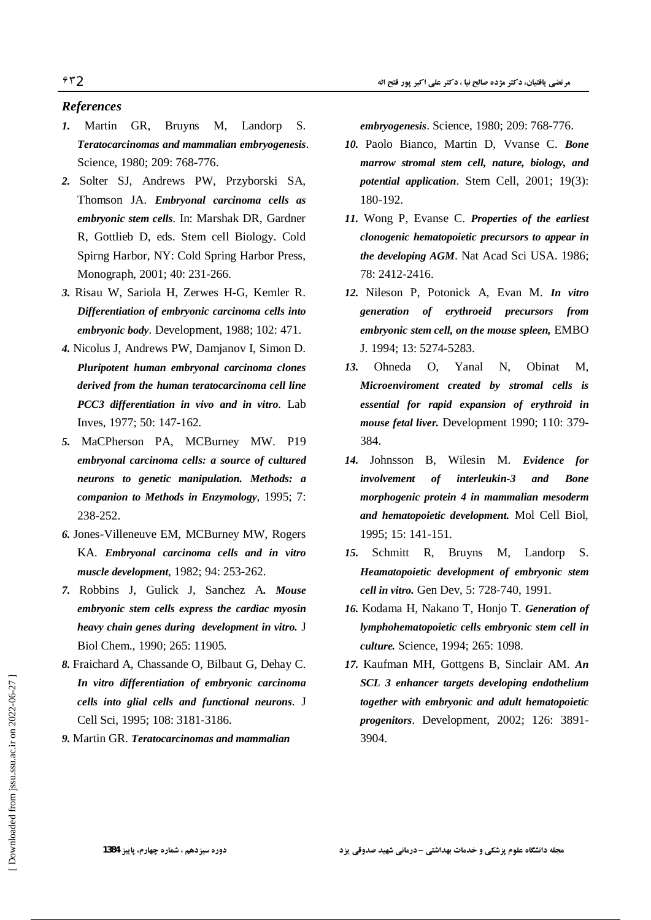## References

1. Martin GR, Bruyns M, Landorp S. ***Teratocarcinomas and mammalian embryogenesis***. Science, 1980; 209: 768-776.
2. Solter SJ, Andrews PW, Przyborski SA, Thomson JA. ***Embryonal carcinoma cells as embryonic stem cells***. In: Marshak DR, Gardner R, Gottlieb D, eds. Stem cell Biology. Cold Spirng Harbor, NY: Cold Spring Harbor Press, Monograph, 2001; 40: 231-266.
3. Risau W, Sariola H, Zerwes H-G, Kemler R. ***Differentiation of embryonic carcinoma cells into embryonic body***. Development, 1988; 102: 471.
4. Nicolus J, Andrews PW, Damjanov I, Simon D. ***Pluripotent human embryonal carcinoma clones derived from the human teratocarcinoma cell line PCC3 differentiation in vivo and in vitro***. Lab Inves, 1977; 50: 147-162.
5. MaCPherson PA, MCBurney MW. P19 ***embryonal carcinoma cells: a source of cultured neurons to genetic manipulation. Methods: a companion to Methods in Enzymology***, 1995; 7: 238-252.
6. Jones-Villeneuve EM, MCBurney MW, Rogers KA. ***Embryonal carcinoma cells and in vitro muscle development***, 1982; 94: 253-262.
7. Robbins J, Gulick J, Sanchez A. ***Mouse embryonic stem cells express the cardiac myosin heavy chain genes during development in vitro.*** J Biol Chem., 1990; 265: 11905.
8. Fraichard A, Chassande O, Bilbaut G, Dehay C. ***In vitro differentiation of embryonic carcinoma cells into glial cells and functional neurons***. J Cell Sci, 1995; 108: 3181-3186.
9. Martin GR. ***Teratocarcinomas and mammalian embryogenesis***. Science, 1980; 209: 768-776.
10. Paolo Bianco, Martin D, Vvanse C. ***Bone marrow stromal stem cell, nature, biology, and potential application***. Stem Cell, 2001; 19(3): 180-192.
11. Wong P, Evanse C. ***Properties of the earliest clonogenic hematopoietic precursors to appear in the developing AGM***. Nat Acad Sci USA. 1986; 78: 2412-2416.
12. Nileson P, Potonick A, Evan M. ***In vitro generation of erythroeid precursors from embryonic stem cell, on the mouse spleen,*** EMBO J. 1994; 13: 5274-5283.
13. Ohneda O, Yanal N, Obinat M, ***Microenviroment created by stromal cells is essential for rapid expansion of erythroid in mouse fetal liver.*** Development 1990; 110: 379-384.
14. Johnsson B, Wilesin M. ***Evidence for involvement of interleukin-3 and Bone morphogenic protein 4 in mammalian mesoderm and hematopoietic development.*** Mol Cell Biol, 1995; 15: 141-151.
15. Schmitt R, Bruyns M, Landorp S. ***Heamatopoietic development of embryonic stem cell in vitro.*** Gen Dev, 5: 728-740, 1991.
16. Kodama H, Nakano T, Honjo T. ***Generation of lymphohematopoietic cells embryonic stem cell in culture.*** Science, 1994; 265: 1098.
17. Kaufman MH, Gottgens B, Sinclair AM. ***An SCL 3 enhancer targets developing endothelium together with embryonic and adult hematopoietic progenitors***. Development, 2002; 126: 3891-3904.